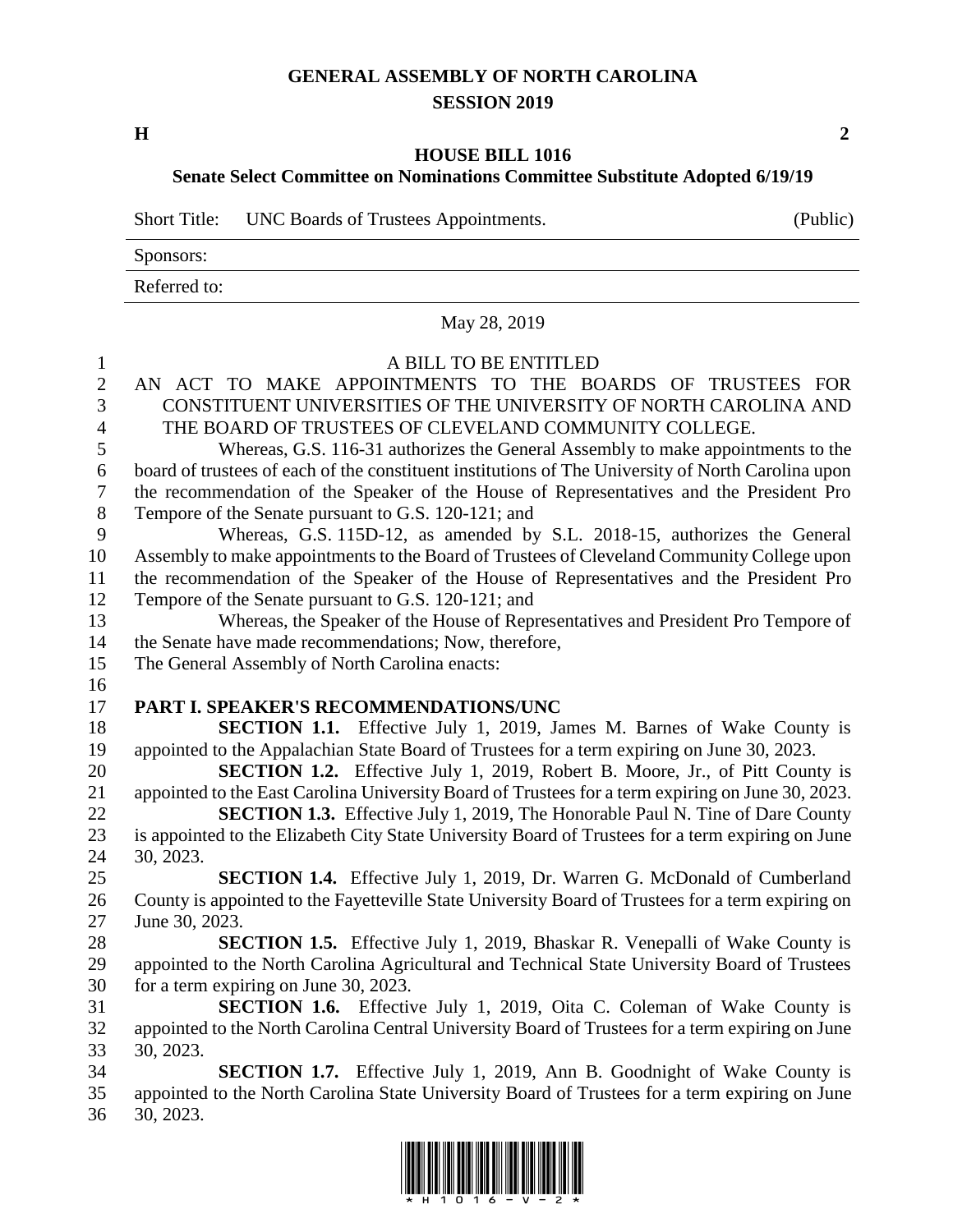# GENERAL ASSEMBLY OF NORTH CAROLINA
## SESSION 2019

**H** **2**

## HOUSE BILL 1016
### Senate Select Committee on Nominations Committee Substitute Adopted 6/19/19

Short Title: UNC Boards of Trustees Appointments. (Public)

Sponsors:

Referred to:

May 28, 2019

A BILL TO BE ENTITLED

AN ACT TO MAKE APPOINTMENTS TO THE BOARDS OF TRUSTEES FOR CONSTITUENT UNIVERSITIES OF THE UNIVERSITY OF NORTH CAROLINA AND THE BOARD OF TRUSTEES OF CLEVELAND COMMUNITY COLLEGE.

Whereas, G.S. 116-31 authorizes the General Assembly to make appointments to the board of trustees of each of the constituent institutions of The University of North Carolina upon the recommendation of the Speaker of the House of Representatives and the President Pro Tempore of the Senate pursuant to G.S. 120-121; and

Whereas, G.S. 115D-12, as amended by S.L. 2018-15, authorizes the General Assembly to make appointments to the Board of Trustees of Cleveland Community College upon the recommendation of the Speaker of the House of Representatives and the President Pro Tempore of the Senate pursuant to G.S. 120-121; and

Whereas, the Speaker of the House of Representatives and President Pro Tempore of the Senate have made recommendations; Now, therefore,

The General Assembly of North Carolina enacts:

**PART I. SPEAKER'S RECOMMENDATIONS/UNC**

**SECTION 1.1.** Effective July 1, 2019, James M. Barnes of Wake County is appointed to the Appalachian State Board of Trustees for a term expiring on June 30, 2023.

**SECTION 1.2.** Effective July 1, 2019, Robert B. Moore, Jr., of Pitt County is appointed to the East Carolina University Board of Trustees for a term expiring on June 30, 2023.

**SECTION 1.3.** Effective July 1, 2019, The Honorable Paul N. Tine of Dare County is appointed to the Elizabeth City State University Board of Trustees for a term expiring on June 30, 2023.

**SECTION 1.4.** Effective July 1, 2019, Dr. Warren G. McDonald of Cumberland County is appointed to the Fayetteville State University Board of Trustees for a term expiring on June 30, 2023.

**SECTION 1.5.** Effective July 1, 2019, Bhaskar R. Venepalli of Wake County is appointed to the North Carolina Agricultural and Technical State University Board of Trustees for a term expiring on June 30, 2023.

**SECTION 1.6.** Effective July 1, 2019, Oita C. Coleman of Wake County is appointed to the North Carolina Central University Board of Trustees for a term expiring on June 30, 2023.

**SECTION 1.7.** Effective July 1, 2019, Ann B. Goodnight of Wake County is appointed to the North Carolina State University Board of Trustees for a term expiring on June 30, 2023.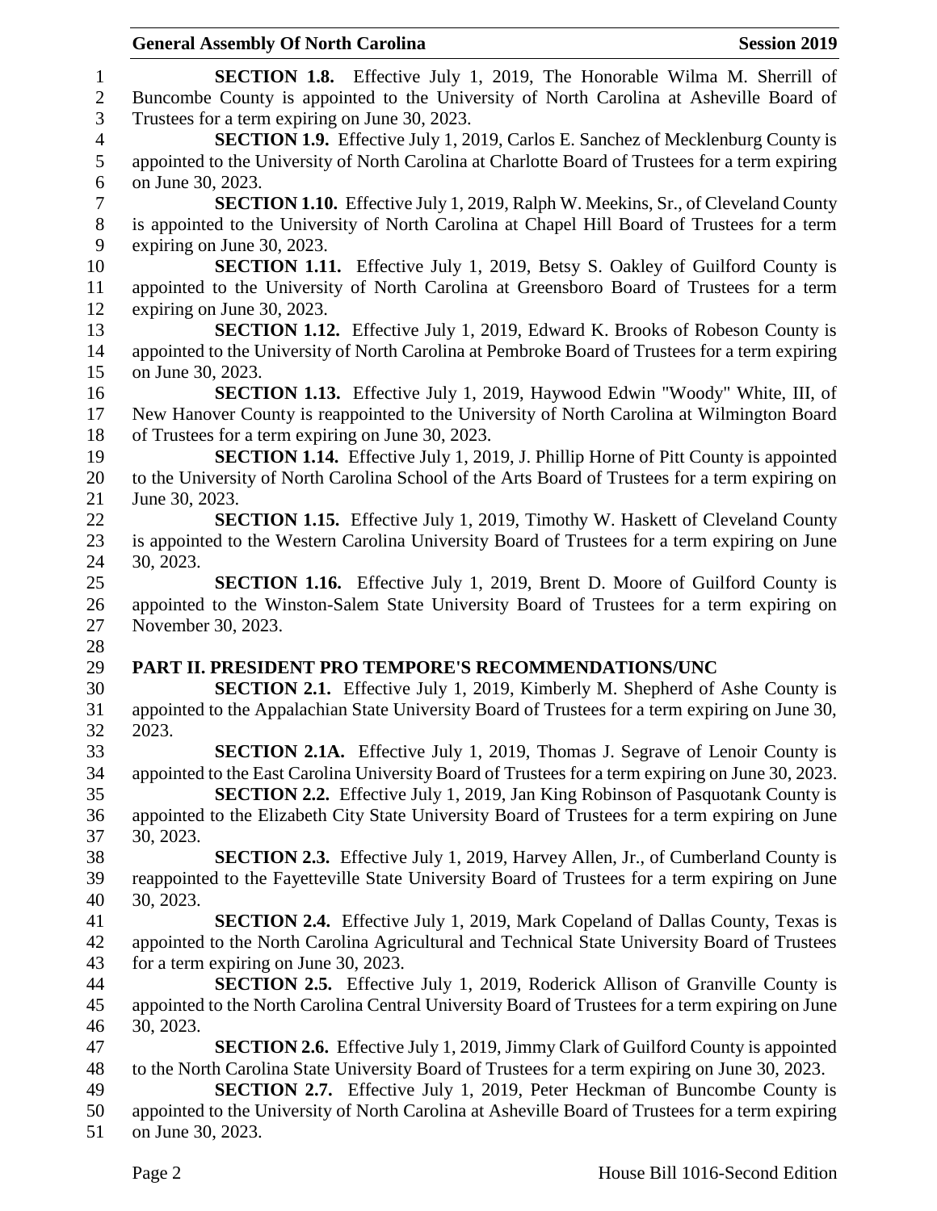**SECTION 1.8.** Effective July 1, 2019, The Honorable Wilma M. Sherrill of Buncombe County is appointed to the University of North Carolina at Asheville Board of Trustees for a term expiring on June 30, 2023.

**SECTION 1.9.** Effective July 1, 2019, Carlos E. Sanchez of Mecklenburg County is appointed to the University of North Carolina at Charlotte Board of Trustees for a term expiring on June 30, 2023.

**SECTION 1.10.** Effective July 1, 2019, Ralph W. Meekins, Sr., of Cleveland County is appointed to the University of North Carolina at Chapel Hill Board of Trustees for a term expiring on June 30, 2023.

**SECTION 1.11.** Effective July 1, 2019, Betsy S. Oakley of Guilford County is appointed to the University of North Carolina at Greensboro Board of Trustees for a term expiring on June 30, 2023.

**SECTION 1.12.** Effective July 1, 2019, Edward K. Brooks of Robeson County is appointed to the University of North Carolina at Pembroke Board of Trustees for a term expiring on June 30, 2023.

**SECTION 1.13.** Effective July 1, 2019, Haywood Edwin "Woody" White, III, of New Hanover County is reappointed to the University of North Carolina at Wilmington Board of Trustees for a term expiring on June 30, 2023.

**SECTION 1.14.** Effective July 1, 2019, J. Phillip Horne of Pitt County is appointed to the University of North Carolina School of the Arts Board of Trustees for a term expiring on June 30, 2023.

**SECTION 1.15.** Effective July 1, 2019, Timothy W. Haskett of Cleveland County is appointed to the Western Carolina University Board of Trustees for a term expiring on June 30, 2023.

**SECTION 1.16.** Effective July 1, 2019, Brent D. Moore of Guilford County is appointed to the Winston-Salem State University Board of Trustees for a term expiring on November 30, 2023.

## PART II. PRESIDENT PRO TEMPORE'S RECOMMENDATIONS/UNC

**SECTION 2.1.** Effective July 1, 2019, Kimberly M. Shepherd of Ashe County is appointed to the Appalachian State University Board of Trustees for a term expiring on June 30, 2023.

**SECTION 2.1A.** Effective July 1, 2019, Thomas J. Segrave of Lenoir County is appointed to the East Carolina University Board of Trustees for a term expiring on June 30, 2023.

**SECTION 2.2.** Effective July 1, 2019, Jan King Robinson of Pasquotank County is appointed to the Elizabeth City State University Board of Trustees for a term expiring on June 30, 2023.

**SECTION 2.3.** Effective July 1, 2019, Harvey Allen, Jr., of Cumberland County is reappointed to the Fayetteville State University Board of Trustees for a term expiring on June 30, 2023.

**SECTION 2.4.** Effective July 1, 2019, Mark Copeland of Dallas County, Texas is appointed to the North Carolina Agricultural and Technical State University Board of Trustees for a term expiring on June 30, 2023.

**SECTION 2.5.** Effective July 1, 2019, Roderick Allison of Granville County is appointed to the North Carolina Central University Board of Trustees for a term expiring on June 30, 2023.

**SECTION 2.6.** Effective July 1, 2019, Jimmy Clark of Guilford County is appointed to the North Carolina State University Board of Trustees for a term expiring on June 30, 2023.

**SECTION 2.7.** Effective July 1, 2019, Peter Heckman of Buncombe County is appointed to the University of North Carolina at Asheville Board of Trustees for a term expiring on June 30, 2023.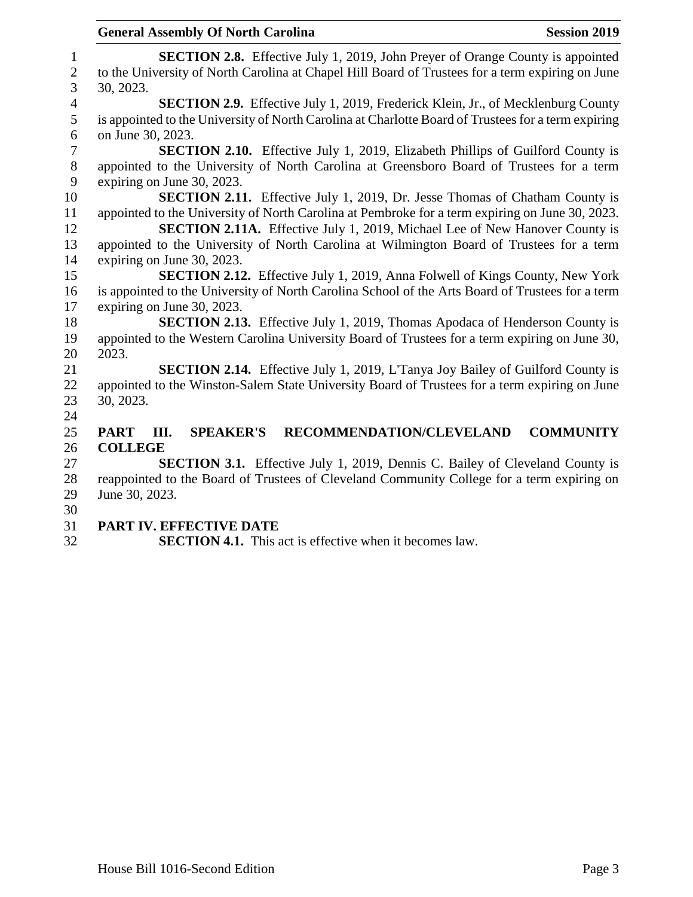**SECTION 2.8.** Effective July 1, 2019, John Preyer of Orange County is appointed to the University of North Carolina at Chapel Hill Board of Trustees for a term expiring on June 30, 2023.

**SECTION 2.9.** Effective July 1, 2019, Frederick Klein, Jr., of Mecklenburg County is appointed to the University of North Carolina at Charlotte Board of Trustees for a term expiring on June 30, 2023.

**SECTION 2.10.** Effective July 1, 2019, Elizabeth Phillips of Guilford County is appointed to the University of North Carolina at Greensboro Board of Trustees for a term expiring on June 30, 2023.

**SECTION 2.11.** Effective July 1, 2019, Dr. Jesse Thomas of Chatham County is appointed to the University of North Carolina at Pembroke for a term expiring on June 30, 2023.

**SECTION 2.11A.** Effective July 1, 2019, Michael Lee of New Hanover County is appointed to the University of North Carolina at Wilmington Board of Trustees for a term expiring on June 30, 2023.

**SECTION 2.12.** Effective July 1, 2019, Anna Folwell of Kings County, New York is appointed to the University of North Carolina School of the Arts Board of Trustees for a term expiring on June 30, 2023.

**SECTION 2.13.** Effective July 1, 2019, Thomas Apodaca of Henderson County is appointed to the Western Carolina University Board of Trustees for a term expiring on June 30, 2023.

**SECTION 2.14.** Effective July 1, 2019, L'Tanya Joy Bailey of Guilford County is appointed to the Winston-Salem State University Board of Trustees for a term expiring on June 30, 2023.

**PART III. SPEAKER'S RECOMMENDATION/CLEVELAND COMMUNITY COLLEGE**

**SECTION 3.1.** Effective July 1, 2019, Dennis C. Bailey of Cleveland County is reappointed to the Board of Trustees of Cleveland Community College for a term expiring on June 30, 2023.

**PART IV. EFFECTIVE DATE**

**SECTION 4.1.** This act is effective when it becomes law.